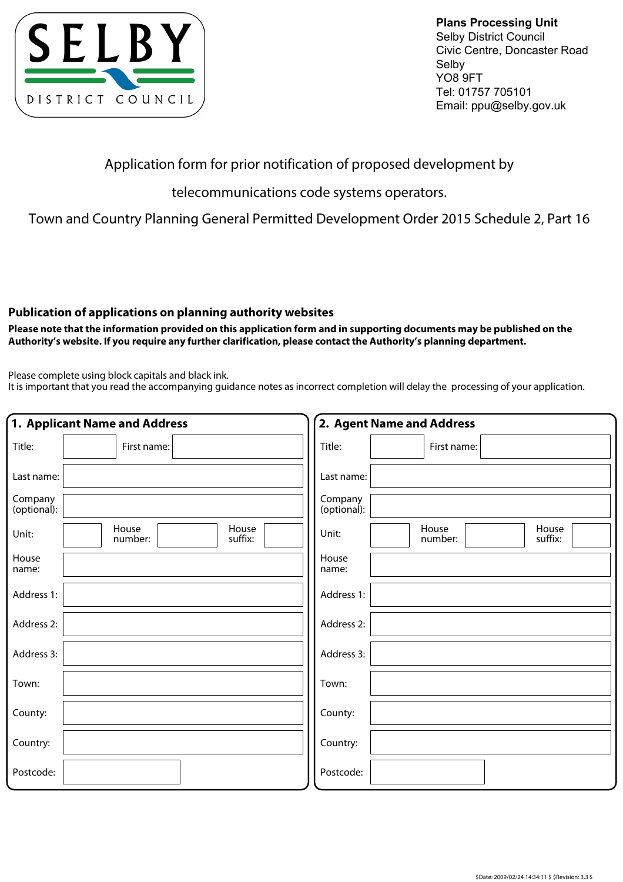SELBY DISTRICT COUNCIL

**Plans Processing Unit**
Selby District Council
Civic Centre, Doncaster Road
Selby
YO8 9FT
Tel: 01757 705101
Email: ppu@selby.gov.uk

# Application form for prior notification of proposed development by telecommunications code systems operators.

## Town and Country Planning General Permitted Development Order 2015 Schedule 2, Part 16

**Publication of applications on planning authority websites**

**Please note that the information provided on this application form and in supporting documents may be published on the Authority's website. If you require any further clarification, please contact the Authority's planning department.**

Please complete using block capitals and black ink.
It is important that you read the accompanying guidance notes as incorrect completion will delay the processing of your application.

### 1. Applicant Name and Address

| | | | |
|---|---|---|---|
| Title: | | First name: | |
| Last name: | | | |
| Company (optional): | | | |
| Unit: | | House number: | | House suffix: | |
| House name: | | | |
| Address 1: | | | |
| Address 2: | | | |
| Address 3: | | | |
| Town: | | | |
| County: | | | |
| Country: | | | |
| Postcode: | | | |

### 2. Agent Name and Address

| | | | |
|---|---|---|---|
| Title: | | First name: | |
| Last name: | | | |
| Company (optional): | | | |
| Unit: | | House number: | | House suffix: | |
| House name: | | | |
| Address 1: | | | |
| Address 2: | | | |
| Address 3: | | | |
| Town: | | | |
| County: | | | |
| Country: | | | |
| Postcode: | | | |

$Date: 2009/02/24 14:34:11 $ $Revision: 3.3 $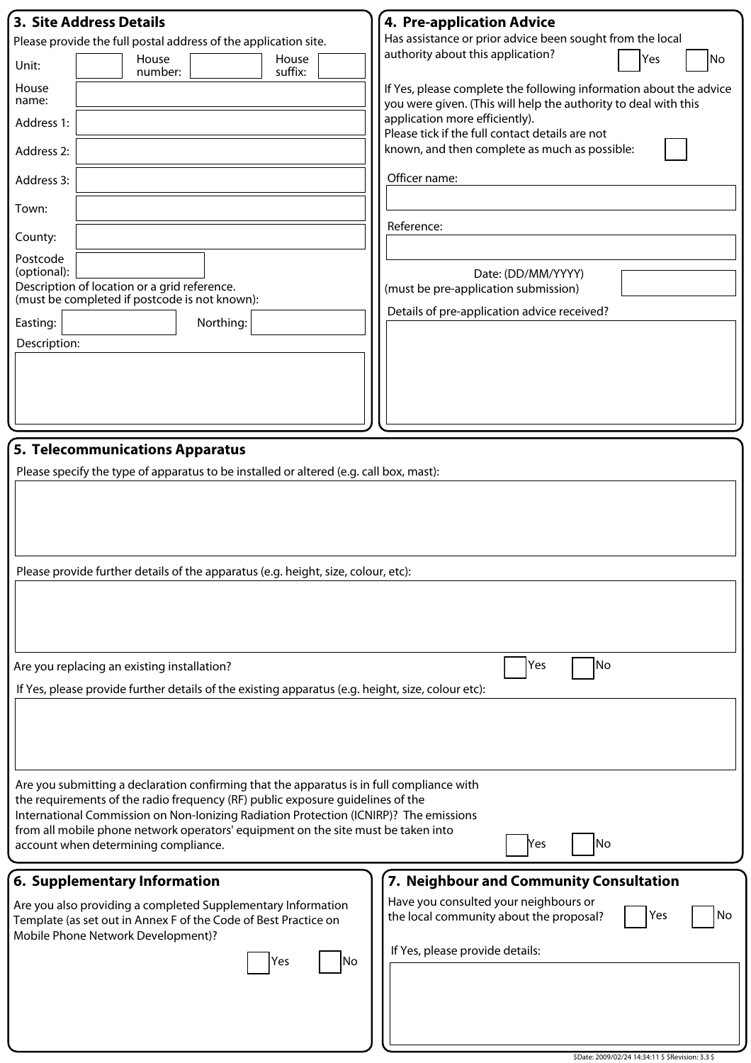## 3. Site Address Details

Please provide the full postal address of the application site.

Unit: House number: House suffix:

House name:

Address 1:

Address 2:

Address 3:

Town:

County:

Postcode (optional):

Description of location or a grid reference.
(must be completed if postcode is not known):

Easting: Northing:

Description:

## 4. Pre-application Advice

Has assistance or prior advice been sought from the local authority about this application? Yes No

If Yes, please complete the following information about the advice you were given. (This will help the authority to deal with this application more efficiently).

Please tick if the full contact details are not known, and then complete as much as possible:

Officer name:

Reference:

Date: (DD/MM/YYYY)
(must be pre-application submission)

Details of pre-application advice received?

## 5. Telecommunications Apparatus

Please specify the type of apparatus to be installed or altered (e.g. call box, mast):

Please provide further details of the apparatus (e.g. height, size, colour, etc):

Are you replacing an existing installation? Yes No

If Yes, please provide further details of the existing apparatus (e.g. height, size, colour etc):

Are you submitting a declaration confirming that the apparatus is in full compliance with the requirements of the radio frequency (RF) public exposure guidelines of the International Commission on Non-Ionizing Radiation Protection (ICNIRP)? The emissions from all mobile phone network operators' equipment on the site must be taken into account when determining compliance. Yes No

## 6. Supplementary Information

Are you also providing a completed Supplementary Information Template (as set out in Annex F of the Code of Best Practice on Mobile Phone Network Development)?

Yes No

## 7. Neighbour and Community Consultation

Have you consulted your neighbours or the local community about the proposal? Yes No

If Yes, please provide details:

$Date: 2009/02/24 14:34:11 $ $Revision: 3.3 $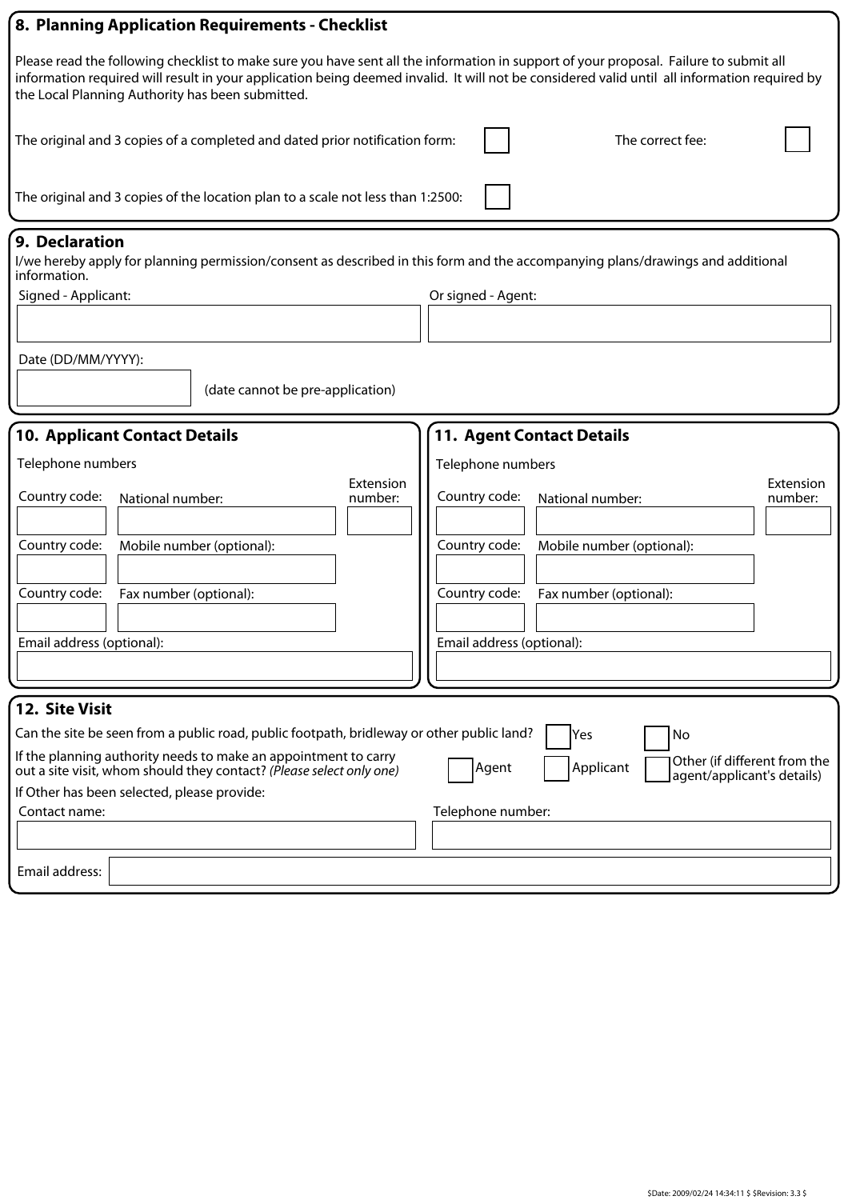## 8. Planning Application Requirements - Checklist

Please read the following checklist to make sure you have sent all the information in support of your proposal. Failure to submit all information required will result in your application being deemed invalid. It will not be considered valid until all information required by the Local Planning Authority has been submitted.

The original and 3 copies of a completed and dated prior notification form: ☐

The correct fee: ☐

The original and 3 copies of the location plan to a scale not less than 1:2500: ☐

## 9. Declaration

I/we hereby apply for planning permission/consent as described in this form and the accompanying plans/drawings and additional information.

Signed - Applicant:

Or signed - Agent:

Date (DD/MM/YYYY):

(date cannot be pre-application)

## 10. Applicant Contact Details

Telephone numbers

| Country code: | National number: | Extension number: |
|---|---|---|
| | | |

| Country code: | Mobile number (optional): |
|---|---|
| | |

| Country code: | Fax number (optional): |
|---|---|
| | |

Email address (optional):

## 11. Agent Contact Details

Telephone numbers

| Country code: | National number: | Extension number: |
|---|---|---|
| | | |

| Country code: | Mobile number (optional): |
|---|---|
| | |

| Country code: | Fax number (optional): |
|---|---|
| | |

Email address (optional):

## 12. Site Visit

Can the site be seen from a public road, public footpath, bridleway or other public land? ☐ Yes ☐ No

If the planning authority needs to make an appointment to carry out a site visit, whom should they contact? *(Please select only one)* ☐ Agent ☐ Applicant ☐ Other (if different from the agent/applicant's details)

If Other has been selected, please provide:

Contact name:

Telephone number:

Email address: